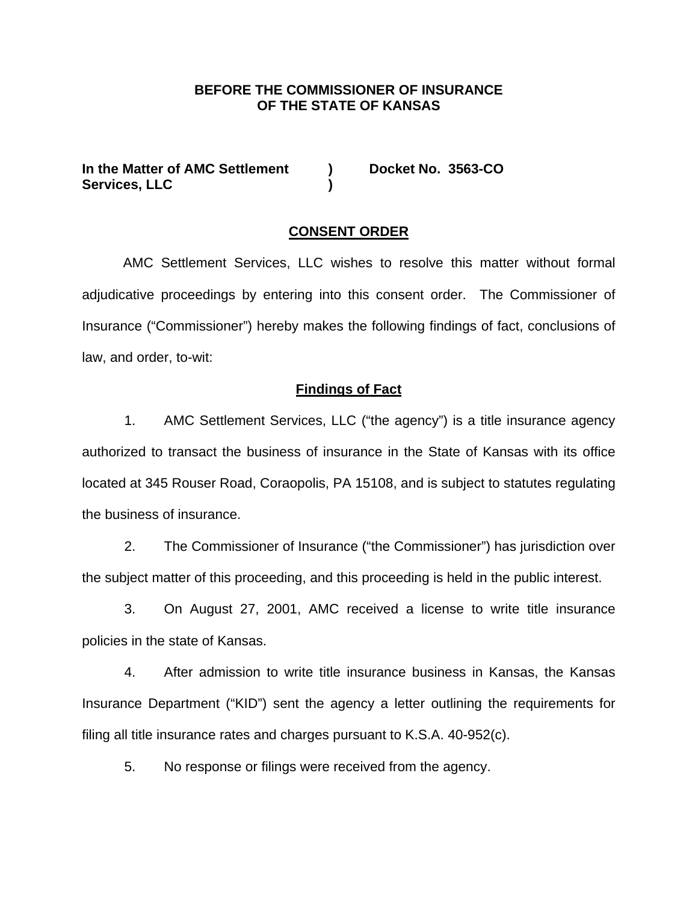**BEFORE THE COMMISSIONER OF INSURANCE**
**OF THE STATE OF KANSAS**

| | | |
|---|---|---|
| **In the Matter of AMC Settlement Services, LLC** | **)** **)** | **Docket No. 3563-CO** |

## CONSENT ORDER

AMC Settlement Services, LLC wishes to resolve this matter without formal adjudicative proceedings by entering into this consent order. The Commissioner of Insurance ("Commissioner") hereby makes the following findings of fact, conclusions of law, and order, to-wit:

### Findings of Fact

1. AMC Settlement Services, LLC ("the agency") is a title insurance agency authorized to transact the business of insurance in the State of Kansas with its office located at 345 Rouser Road, Coraopolis, PA 15108, and is subject to statutes regulating the business of insurance.

2. The Commissioner of Insurance ("the Commissioner") has jurisdiction over the subject matter of this proceeding, and this proceeding is held in the public interest.

3. On August 27, 2001, AMC received a license to write title insurance policies in the state of Kansas.

4. After admission to write title insurance business in Kansas, the Kansas Insurance Department ("KID") sent the agency a letter outlining the requirements for filing all title insurance rates and charges pursuant to K.S.A. 40-952(c).

5. No response or filings were received from the agency.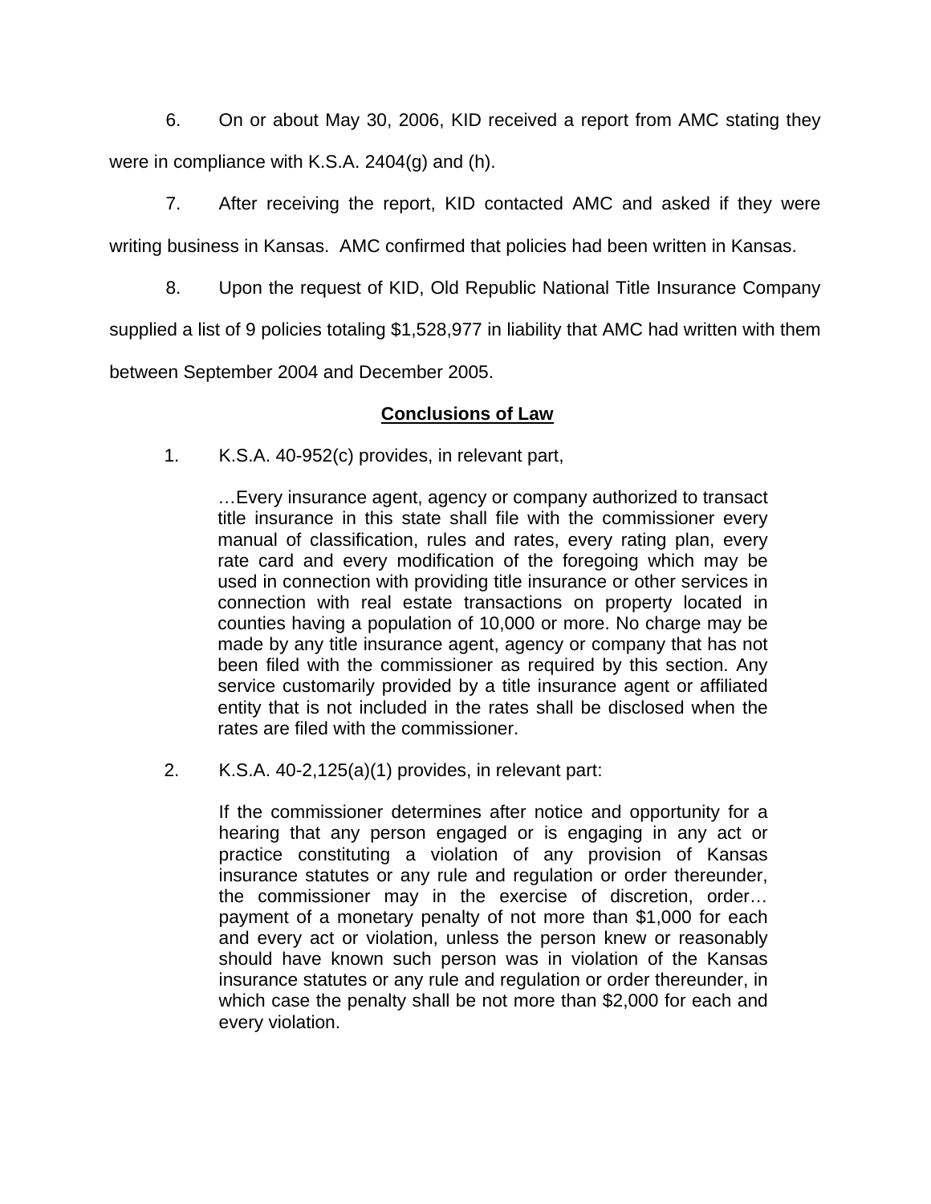6. On or about May 30, 2006, KID received a report from AMC stating they were in compliance with K.S.A. 2404(g) and (h).

7. After receiving the report, KID contacted AMC and asked if they were writing business in Kansas. AMC confirmed that policies had been written in Kansas.

8. Upon the request of KID, Old Republic National Title Insurance Company supplied a list of 9 policies totaling $1,528,977 in liability that AMC had written with them between September 2004 and December 2005.

## Conclusions of Law

1. K.S.A. 40-952(c) provides, in relevant part,

> …Every insurance agent, agency or company authorized to transact title insurance in this state shall file with the commissioner every manual of classification, rules and rates, every rating plan, every rate card and every modification of the foregoing which may be used in connection with providing title insurance or other services in connection with real estate transactions on property located in counties having a population of 10,000 or more. No charge may be made by any title insurance agent, agency or company that has not been filed with the commissioner as required by this section. Any service customarily provided by a title insurance agent or affiliated entity that is not included in the rates shall be disclosed when the rates are filed with the commissioner.

2. K.S.A. 40-2,125(a)(1) provides, in relevant part:

> If the commissioner determines after notice and opportunity for a hearing that any person engaged or is engaging in any act or practice constituting a violation of any provision of Kansas insurance statutes or any rule and regulation or order thereunder, the commissioner may in the exercise of discretion, order… payment of a monetary penalty of not more than $1,000 for each and every act or violation, unless the person knew or reasonably should have known such person was in violation of the Kansas insurance statutes or any rule and regulation or order thereunder, in which case the penalty shall be not more than $2,000 for each and every violation.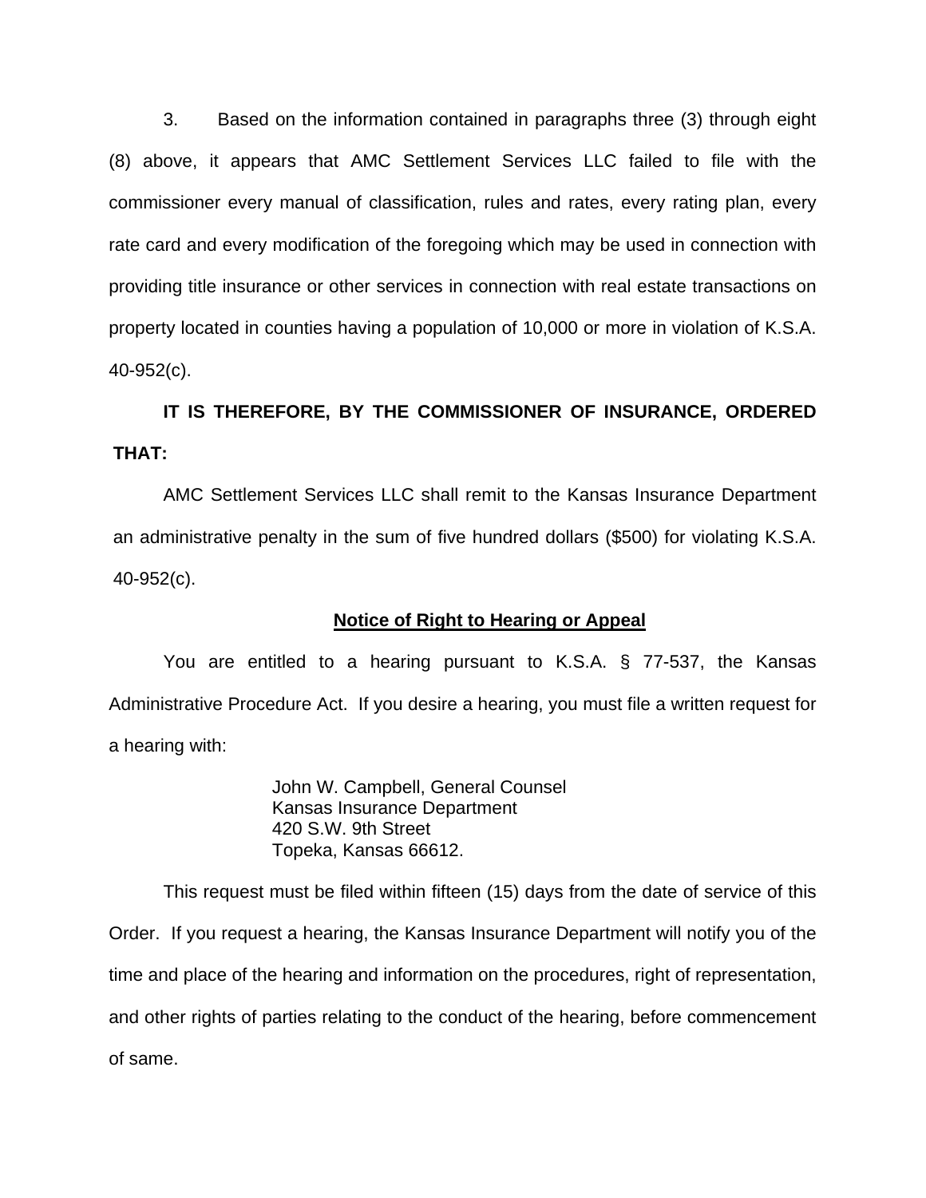3. Based on the information contained in paragraphs three (3) through eight (8) above, it appears that AMC Settlement Services LLC failed to file with the commissioner every manual of classification, rules and rates, every rating plan, every rate card and every modification of the foregoing which may be used in connection with providing title insurance or other services in connection with real estate transactions on property located in counties having a population of 10,000 or more in violation of K.S.A. 40-952(c).

**IT IS THEREFORE, BY THE COMMISSIONER OF INSURANCE, ORDERED THAT:**

AMC Settlement Services LLC shall remit to the Kansas Insurance Department an administrative penalty in the sum of five hundred dollars ($500) for violating K.S.A. 40-952(c).

**Notice of Right to Hearing or Appeal**

You are entitled to a hearing pursuant to K.S.A. § 77-537, the Kansas Administrative Procedure Act. If you desire a hearing, you must file a written request for a hearing with:

John W. Campbell, General Counsel
Kansas Insurance Department
420 S.W. 9th Street
Topeka, Kansas 66612.

This request must be filed within fifteen (15) days from the date of service of this Order. If you request a hearing, the Kansas Insurance Department will notify you of the time and place of the hearing and information on the procedures, right of representation, and other rights of parties relating to the conduct of the hearing, before commencement of same.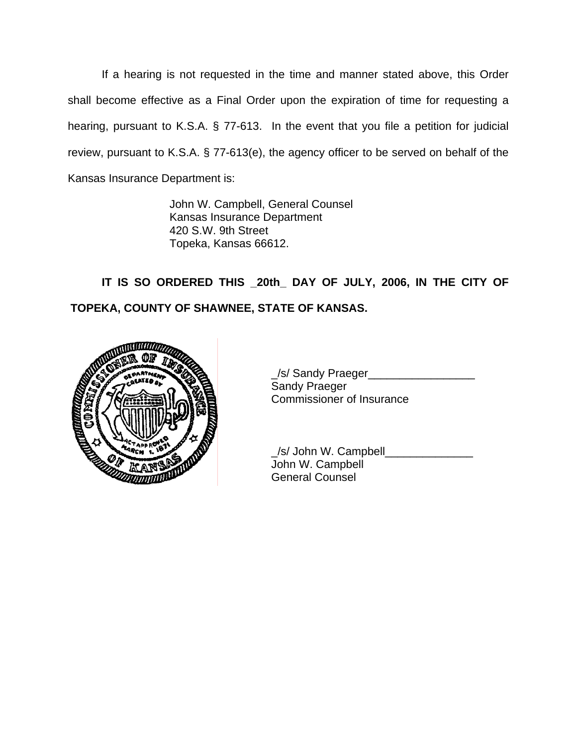If a hearing is not requested in the time and manner stated above, this Order shall become effective as a Final Order upon the expiration of time for requesting a hearing, pursuant to K.S.A. § 77-613. In the event that you file a petition for judicial review, pursuant to K.S.A. § 77-613(e), the agency officer to be served on behalf of the Kansas Insurance Department is:

John W. Campbell, General Counsel
Kansas Insurance Department
420 S.W. 9th Street
Topeka, Kansas 66612.

**IT IS SO ORDERED THIS _20th_ DAY OF JULY, 2006, IN THE CITY OF TOPEKA, COUNTY OF SHAWNEE, STATE OF KANSAS.**

_/s/ Sandy Praeger_________________
Sandy Praeger
Commissioner of Insurance

_/s/ John W. Campbell______________
John W. Campbell
General Counsel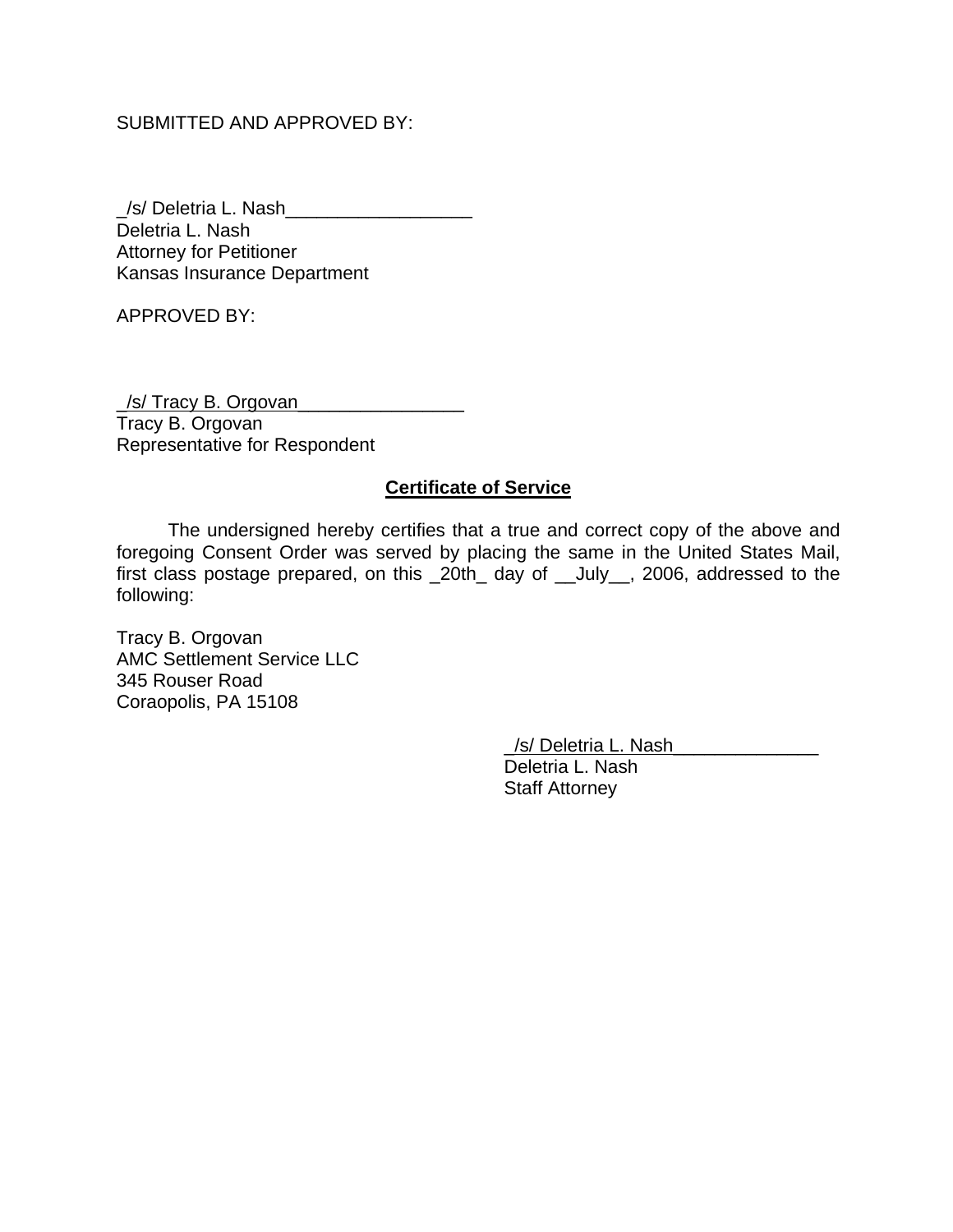SUBMITTED AND APPROVED BY:

_/s/ Deletria L. Nash__________________
Deletria L. Nash
Attorney for Petitioner
Kansas Insurance Department

APPROVED BY:

_/s/ Tracy B. Orgovan________________
Tracy B. Orgovan
Representative for Respondent

**Certificate of Service**

The undersigned hereby certifies that a true and correct copy of the above and foregoing Consent Order was served by placing the same in the United States Mail, first class postage prepared, on this _20th_ day of __July__, 2006, addressed to the following:

Tracy B. Orgovan
AMC Settlement Service LLC
345 Rouser Road
Coraopolis, PA 15108

_/s/ Deletria L. Nash______________
Deletria L. Nash
Staff Attorney